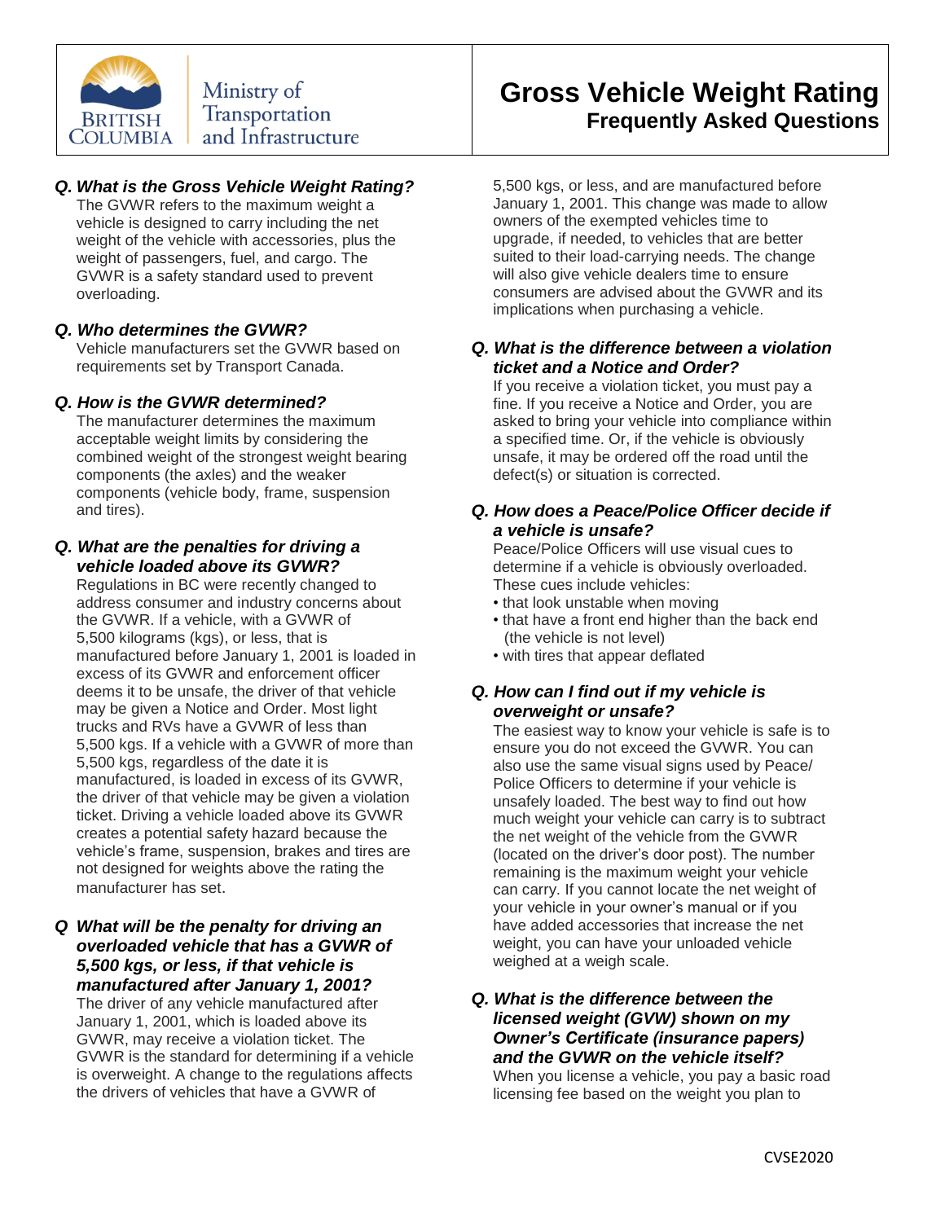Ministry of Transportation and Infrastructure

# Gross Vehicle Weight Rating

## Frequently Asked Questions

***Q. What is the Gross Vehicle Weight Rating?***

The GVWR refers to the maximum weight a vehicle is designed to carry including the net weight of the vehicle with accessories, plus the weight of passengers, fuel, and cargo. The GVWR is a safety standard used to prevent overloading.

***Q. Who determines the GVWR?***

Vehicle manufacturers set the GVWR based on requirements set by Transport Canada.

***Q. How is the GVWR determined?***

The manufacturer determines the maximum acceptable weight limits by considering the combined weight of the strongest weight bearing components (the axles) and the weaker components (vehicle body, frame, suspension and tires).

***Q. What are the penalties for driving a vehicle loaded above its GVWR?***

Regulations in BC were recently changed to address consumer and industry concerns about the GVWR. If a vehicle, with a GVWR of 5,500 kilograms (kgs), or less, that is manufactured before January 1, 2001 is loaded in excess of its GVWR and enforcement officer deems it to be unsafe, the driver of that vehicle may be given a Notice and Order. Most light trucks and RVs have a GVWR of less than 5,500 kgs. If a vehicle with a GVWR of more than 5,500 kgs, regardless of the date it is manufactured, is loaded in excess of its GVWR, the driver of that vehicle may be given a violation ticket. Driving a vehicle loaded above its GVWR creates a potential safety hazard because the vehicle's frame, suspension, brakes and tires are not designed for weights above the rating the manufacturer has set.

***Q What will be the penalty for driving an overloaded vehicle that has a GVWR of 5,500 kgs, or less, if that vehicle is manufactured after January 1, 2001?***

The driver of any vehicle manufactured after January 1, 2001, which is loaded above its GVWR, may receive a violation ticket. The GVWR is the standard for determining if a vehicle is overweight. A change to the regulations affects the drivers of vehicles that have a GVWR of 5,500 kgs, or less, and are manufactured before January 1, 2001. This change was made to allow owners of the exempted vehicles time to upgrade, if needed, to vehicles that are better suited to their load-carrying needs. The change will also give vehicle dealers time to ensure consumers are advised about the GVWR and its implications when purchasing a vehicle.

***Q. What is the difference between a violation ticket and a Notice and Order?***

If you receive a violation ticket, you must pay a fine. If you receive a Notice and Order, you are asked to bring your vehicle into compliance within a specified time. Or, if the vehicle is obviously unsafe, it may be ordered off the road until the defect(s) or situation is corrected.

***Q. How does a Peace/Police Officer decide if a vehicle is unsafe?***

Peace/Police Officers will use visual cues to determine if a vehicle is obviously overloaded. These cues include vehicles:

- that look unstable when moving
- that have a front end higher than the back end (the vehicle is not level)
- with tires that appear deflated

***Q. How can I find out if my vehicle is overweight or unsafe?***

The easiest way to know your vehicle is safe is to ensure you do not exceed the GVWR. You can also use the same visual signs used by Peace/ Police Officers to determine if your vehicle is unsafely loaded. The best way to find out how much weight your vehicle can carry is to subtract the net weight of the vehicle from the GVWR (located on the driver's door post). The number remaining is the maximum weight your vehicle can carry. If you cannot locate the net weight of your vehicle in your owner's manual or if you have added accessories that increase the net weight, you can have your unloaded vehicle weighed at a weigh scale.

***Q. What is the difference between the licensed weight (GVW) shown on my Owner's Certificate (insurance papers) and the GVWR on the vehicle itself?***

When you license a vehicle, you pay a basic road licensing fee based on the weight you plan to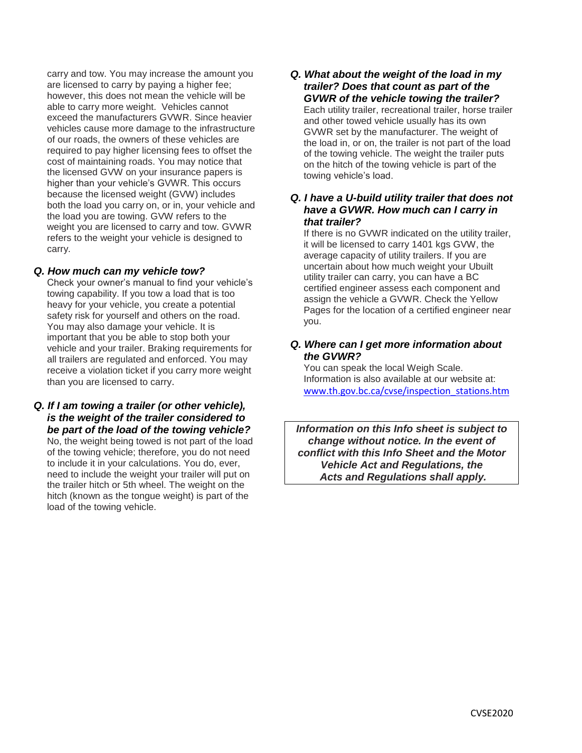carry and tow. You may increase the amount you are licensed to carry by paying a higher fee; however, this does not mean the vehicle will be able to carry more weight. Vehicles cannot exceed the manufacturers GVWR. Since heavier vehicles cause more damage to the infrastructure of our roads, the owners of these vehicles are required to pay higher licensing fees to offset the cost of maintaining roads. You may notice that the licensed GVW on your insurance papers is higher than your vehicle's GVWR. This occurs because the licensed weight (GVW) includes both the load you carry on, or in, your vehicle and the load you are towing. GVW refers to the weight you are licensed to carry and tow. GVWR refers to the weight your vehicle is designed to carry.

### *Q. How much can my vehicle tow?*

Check your owner's manual to find your vehicle's towing capability. If you tow a load that is too heavy for your vehicle, you create a potential safety risk for yourself and others on the road. You may also damage your vehicle. It is important that you be able to stop both your vehicle and your trailer. Braking requirements for all trailers are regulated and enforced. You may receive a violation ticket if you carry more weight than you are licensed to carry.

### *Q. If I am towing a trailer (or other vehicle), is the weight of the trailer considered to be part of the load of the towing vehicle?*

No, the weight being towed is not part of the load of the towing vehicle; therefore, you do not need to include it in your calculations. You do, ever, need to include the weight your trailer will put on the trailer hitch or 5th wheel. The weight on the hitch (known as the tongue weight) is part of the load of the towing vehicle.

### *Q. What about the weight of the load in my trailer? Does that count as part of the GVWR of the vehicle towing the trailer?*

Each utility trailer, recreational trailer, horse trailer and other towed vehicle usually has its own GVWR set by the manufacturer. The weight of the load in, or on, the trailer is not part of the load of the towing vehicle. The weight the trailer puts on the hitch of the towing vehicle is part of the towing vehicle's load.

### *Q. I have a U-build utility trailer that does not have a GVWR. How much can I carry in that trailer?*

If there is no GVWR indicated on the utility trailer, it will be licensed to carry 1401 kgs GVW, the average capacity of utility trailers. If you are uncertain about how much weight your Ubuilt utility trailer can carry, you can have a BC certified engineer assess each component and assign the vehicle a GVWR. Check the Yellow Pages for the location of a certified engineer near you.

### *Q. Where can I get more information about the GVWR?*

You can speak the local Weigh Scale. Information is also available at our website at: [www.th.gov.bc.ca/cvse/inspection_stations.htm](www.th.gov.bc.ca/cvse/inspection_stations.htm)

***Information on this Info sheet is subject to change without notice. In the event of conflict with this Info Sheet and the Motor Vehicle Act and Regulations, the Acts and Regulations shall apply.***

CVSE2020